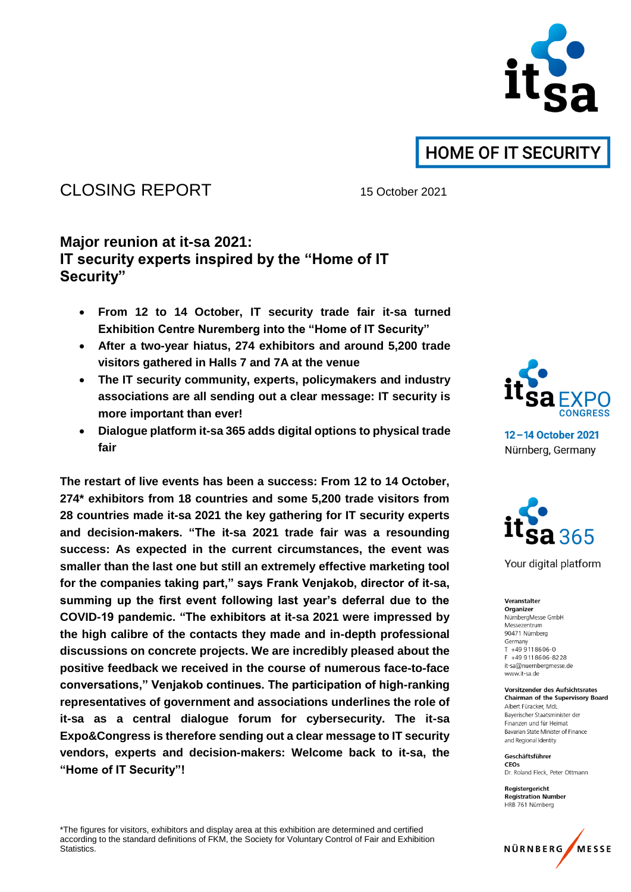HOME OF IT SECURITY

# CLOSING REPORT

15 October 2021

## Major reunion at it-sa 2021: IT security experts inspired by the "Home of IT Security"

- **From 12 to 14 October, IT security trade fair it-sa turned Exhibition Centre Nuremberg into the "Home of IT Security"**
- **After a two-year hiatus, 274 exhibitors and around 5,200 trade visitors gathered in Halls 7 and 7A at the venue**
- **The IT security community, experts, policymakers and industry associations are all sending out a clear message: IT security is more important than ever!**
- **Dialogue platform it-sa 365 adds digital options to physical trade fair**

**The restart of live events has been a success: From 12 to 14 October, 274* exhibitors from 18 countries and some 5,200 trade visitors from 28 countries made it-sa 2021 the key gathering for IT security experts and decision-makers. "The it-sa 2021 trade fair was a resounding success: As expected in the current circumstances, the event was smaller than the last one but still an extremely effective marketing tool for the companies taking part," says Frank Venjakob, director of it-sa, summing up the first event following last year's deferral due to the COVID-19 pandemic. "The exhibitors at it-sa 2021 were impressed by the high calibre of the contacts they made and in-depth professional discussions on concrete projects. We are incredibly pleased about the positive feedback we received in the course of numerous face-to-face conversations," Venjakob continues. The participation of high-ranking representatives of government and associations underlines the role of it-sa as a central dialogue forum for cybersecurity. The it-sa Expo&Congress is therefore sending out a clear message to IT security vendors, experts and decision-makers: Welcome back to it-sa, the "Home of IT Security"!**

it-sa EXPO CONGRESS

12 – 14 October 2021
Nürnberg, Germany

it-sa 365

Your digital platform

**Veranstalter**
**Organizer**
NürnbergMesse GmbH
Messezentrum
90471 Nürnberg
Germany
T +49 9118606-0
F +49 9118606-8228
it-sa@nuernbergmesse.de
www.it-sa.de

**Vorsitzender des Aufsichtsrates**
**Chairman of the Supervisory Board**
Albert Füracker, MdL
Bayerischer Staatsminister der Finanzen und für Heimat
Bavarian State Minister of Finance and Regional Identity

**Geschäftsführer**
**CEOs**
Dr. Roland Fleck, Peter Ottmann

**Registergericht**
**Registration Number**
HRB 761 Nürnberg

NÜRNBERG MESSE

*The figures for visitors, exhibitors and display area at this exhibition are determined and certified according to the standard definitions of FKM, the Society for Voluntary Control of Fair and Exhibition Statistics.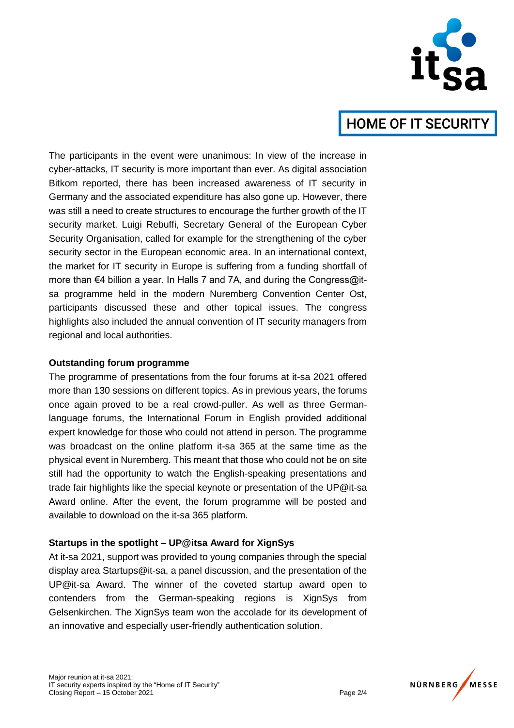The participants in the event were unanimous: In view of the increase in cyber-attacks, IT security is more important than ever. As digital association Bitkom reported, there has been increased awareness of IT security in Germany and the associated expenditure has also gone up. However, there was still a need to create structures to encourage the further growth of the IT security market. Luigi Rebuffi, Secretary General of the European Cyber Security Organisation, called for example for the strengthening of the cyber security sector in the European economic area. In an international context, the market for IT security in Europe is suffering from a funding shortfall of more than €4 billion a year. In Halls 7 and 7A, and during the Congress@it-sa programme held in the modern Nuremberg Convention Center Ost, participants discussed these and other topical issues. The congress highlights also included the annual convention of IT security managers from regional and local authorities.

**Outstanding forum programme**

The programme of presentations from the four forums at it-sa 2021 offered more than 130 sessions on different topics. As in previous years, the forums once again proved to be a real crowd-puller. As well as three German-language forums, the International Forum in English provided additional expert knowledge for those who could not attend in person. The programme was broadcast on the online platform it-sa 365 at the same time as the physical event in Nuremberg. This meant that those who could not be on site still had the opportunity to watch the English-speaking presentations and trade fair highlights like the special keynote or presentation of the UP@it-sa Award online. After the event, the forum programme will be posted and available to download on the it-sa 365 platform.

**Startups in the spotlight – UP@itsa Award for XignSys**

At it-sa 2021, support was provided to young companies through the special display area Startups@it-sa, a panel discussion, and the presentation of the UP@it-sa Award. The winner of the coveted startup award open to contenders from the German-speaking regions is XignSys from Gelsenkirchen. The XignSys team won the accolade for its development of an innovative and especially user-friendly authentication solution.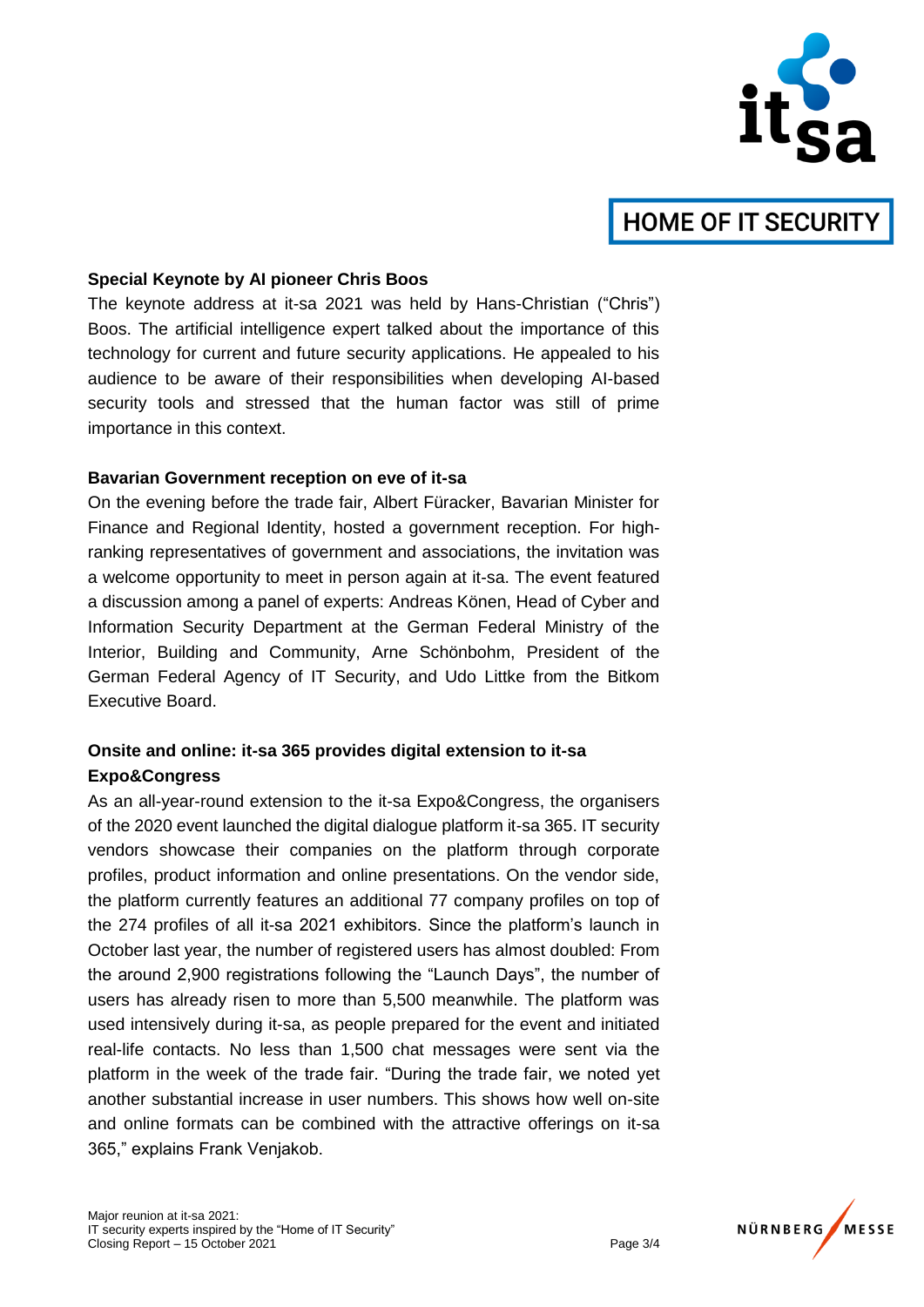**Special Keynote by AI pioneer Chris Boos**

The keynote address at it-sa 2021 was held by Hans-Christian ("Chris") Boos. The artificial intelligence expert talked about the importance of this technology for current and future security applications. He appealed to his audience to be aware of their responsibilities when developing AI-based security tools and stressed that the human factor was still of prime importance in this context.

**Bavarian Government reception on eve of it-sa**

On the evening before the trade fair, Albert Füracker, Bavarian Minister for Finance and Regional Identity, hosted a government reception. For high-ranking representatives of government and associations, the invitation was a welcome opportunity to meet in person again at it-sa. The event featured a discussion among a panel of experts: Andreas Könen, Head of Cyber and Information Security Department at the German Federal Ministry of the Interior, Building and Community, Arne Schönbohm, President of the German Federal Agency of IT Security, and Udo Littke from the Bitkom Executive Board.

**Onsite and online: it-sa 365 provides digital extension to it-sa Expo&Congress**

As an all-year-round extension to the it-sa Expo&Congress, the organisers of the 2020 event launched the digital dialogue platform it-sa 365. IT security vendors showcase their companies on the platform through corporate profiles, product information and online presentations. On the vendor side, the platform currently features an additional 77 company profiles on top of the 274 profiles of all it-sa 2021 exhibitors. Since the platform's launch in October last year, the number of registered users has almost doubled: From the around 2,900 registrations following the "Launch Days", the number of users has already risen to more than 5,500 meanwhile. The platform was used intensively during it-sa, as people prepared for the event and initiated real-life contacts. No less than 1,500 chat messages were sent via the platform in the week of the trade fair. "During the trade fair, we noted yet another substantial increase in user numbers. This shows how well on-site and online formats can be combined with the attractive offerings on it-sa 365," explains Frank Venjakob.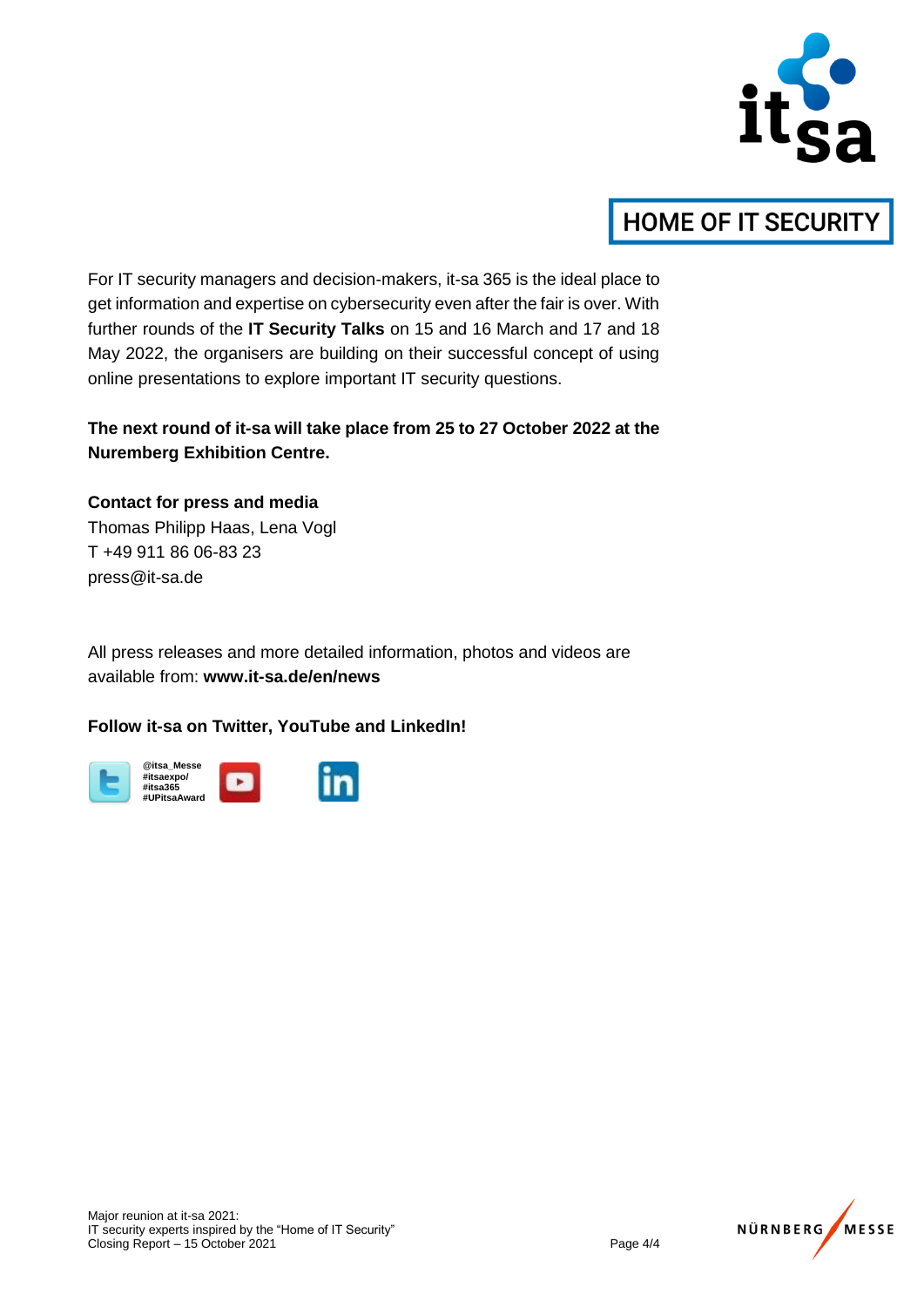For IT security managers and decision-makers, it-sa 365 is the ideal place to get information and expertise on cybersecurity even after the fair is over. With further rounds of the **IT Security Talks** on 15 and 16 March and 17 and 18 May 2022, the organisers are building on their successful concept of using online presentations to explore important IT security questions.

**The next round of it-sa will take place from 25 to 27 October 2022 at the Nuremberg Exhibition Centre.**

**Contact for press and media**
Thomas Philipp Haas, Lena Vogl
T +49 911 86 06-83 23
press@it-sa.de

All press releases and more detailed information, photos and videos are available from: **www.it-sa.de/en/news**

**Follow it-sa on Twitter, YouTube and LinkedIn!**

@itsa_Messe
#itsaexpo/
#itsa365
#UPitsaAward